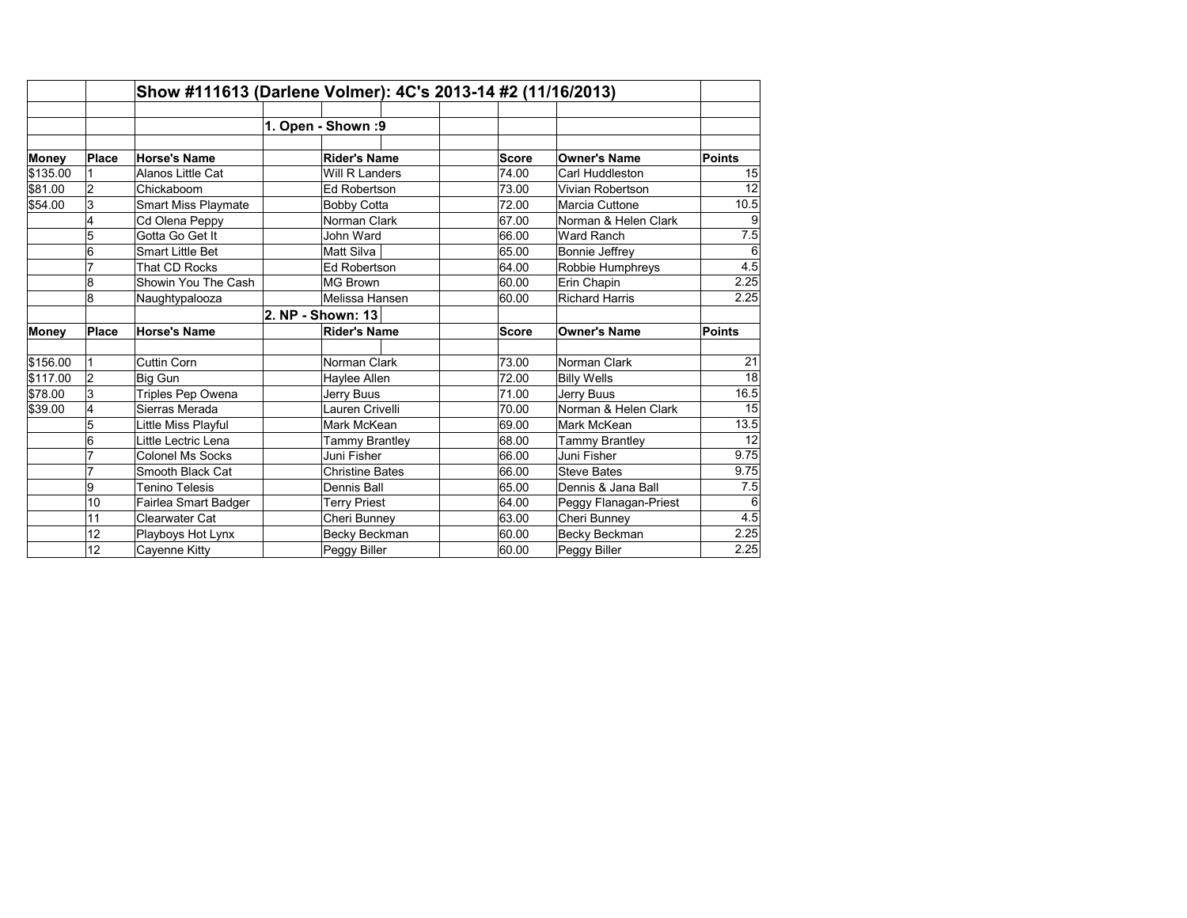## Show #111613 (Darlene Volmer): 4C's 2013-14 #2 (11/16/2013)

### 1. Open - Shown :9

| Money | Place | Horse's Name | Rider's Name | Score | Owner's Name | Points |
|---|---|---|---|---|---|---|
| $135.00 | 1 | Alanos Little Cat | Will R Landers | 74.00 | Carl Huddleston | 15 |
| $81.00 | 2 | Chickaboom | Ed Robertson | 73.00 | Vivian Robertson | 12 |
| $54.00 | 3 | Smart Miss Playmate | Bobby Cotta | 72.00 | Marcia Cuttone | 10.5 |
| | 4 | Cd Olena Peppy | Norman Clark | 67.00 | Norman & Helen Clark | 9 |
| | 5 | Gotta Go Get It | John Ward | 66.00 | Ward Ranch | 7.5 |
| | 6 | Smart Little Bet | Matt Silva | 65.00 | Bonnie Jeffrey | 6 |
| | 7 | That CD Rocks | Ed Robertson | 64.00 | Robbie Humphreys | 4.5 |
| | 8 | Showin You The Cash | MG Brown | 60.00 | Erin Chapin | 2.25 |
| | 8 | Naughtypalooza | Melissa Hansen | 60.00 | Richard Harris | 2.25 |

### 2. NP - Shown: 13

| Money | Place | Horse's Name | Rider's Name | Score | Owner's Name | Points |
|---|---|---|---|---|---|---|
| $156.00 | 1 | Cuttin Corn | Norman Clark | 73.00 | Norman Clark | 21 |
| $117.00 | 2 | Big Gun | Haylee Allen | 72.00 | Billy Wells | 18 |
| $78.00 | 3 | Triples Pep Owena | Jerry Buus | 71.00 | Jerry Buus | 16.5 |
| $39.00 | 4 | Sierras Merada | Lauren Crivelli | 70.00 | Norman & Helen Clark | 15 |
| | 5 | Little Miss Playful | Mark McKean | 69.00 | Mark McKean | 13.5 |
| | 6 | Little Lectric Lena | Tammy Brantley | 68.00 | Tammy Brantley | 12 |
| | 7 | Colonel Ms Socks | Juni Fisher | 66.00 | Juni Fisher | 9.75 |
| | 7 | Smooth Black Cat | Christine Bates | 66.00 | Steve Bates | 9.75 |
| | 9 | Tenino Telesis | Dennis Ball | 65.00 | Dennis & Jana Ball | 7.5 |
| | 10 | Fairlea Smart Badger | Terry Priest | 64.00 | Peggy Flanagan-Priest | 6 |
| | 11 | Clearwater Cat | Cheri Bunney | 63.00 | Cheri Bunney | 4.5 |
| | 12 | Playboys Hot Lynx | Becky Beckman | 60.00 | Becky Beckman | 2.25 |
| | 12 | Cayenne Kitty | Peggy Biller | 60.00 | Peggy Biller | 2.25 |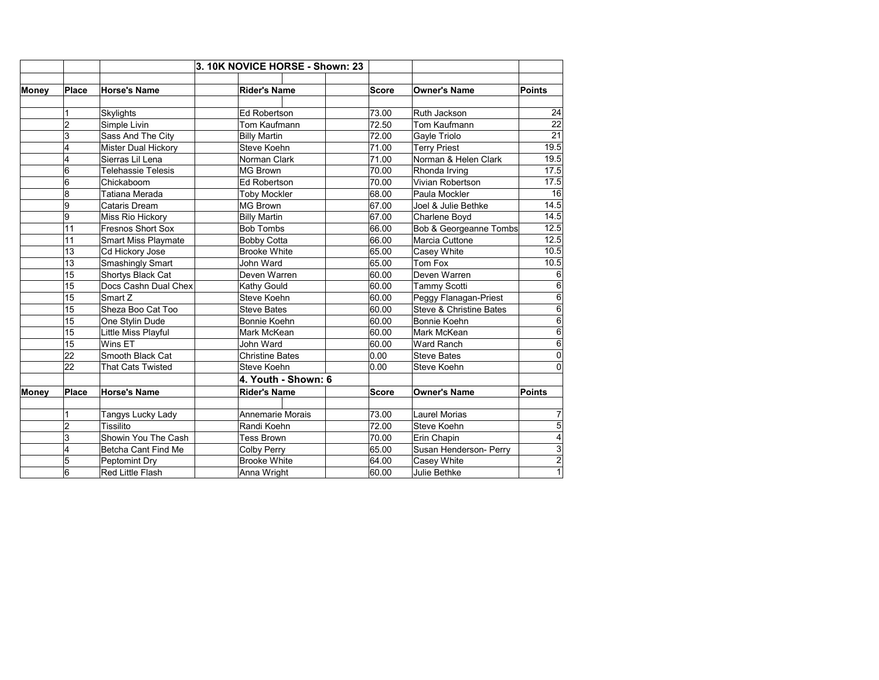| Money | Place | Horse's Name | | Rider's Name | | | Score | Owner's Name | Points |
|---|---|---|---|---|---|---|---|---|---|
| | | | 3. 10K NOVICE HORSE - Shown: 23 | | | | | | |
| | | | | | | | | | |
| Money | Place | Horse's Name | | Rider's Name | | | Score | Owner's Name | Points |
| | | | | | | | | | |
| | 1 | Skylights | | Ed Robertson | | | 73.00 | Ruth Jackson | 24 |
| | 2 | Simple Livin | | Tom Kaufmann | | | 72.50 | Tom Kaufmann | 22 |
| | 3 | Sass And The City | | Billy Martin | | | 72.00 | Gayle Triolo | 21 |
| | 4 | Mister Dual Hickory | | Steve Koehn | | | 71.00 | Terry Priest | 19.5 |
| | 4 | Sierras Lil Lena | | Norman Clark | | | 71.00 | Norman & Helen Clark | 19.5 |
| | 6 | Telehassie Telesis | | MG Brown | | | 70.00 | Rhonda Irving | 17.5 |
| | 6 | Chickaboom | | Ed Robertson | | | 70.00 | Vivian Robertson | 17.5 |
| | 8 | Tatiana Merada | | Toby Mockler | | | 68.00 | Paula Mockler | 16 |
| | 9 | Cataris Dream | | MG Brown | | | 67.00 | Joel & Julie Bethke | 14.5 |
| | 9 | Miss Rio Hickory | | Billy Martin | | | 67.00 | Charlene Boyd | 14.5 |
| | 11 | Fresnos Short Sox | | Bob Tombs | | | 66.00 | Bob & Georgeanne Tombs | 12.5 |
| | 11 | Smart Miss Playmate | | Bobby Cotta | | | 66.00 | Marcia Cuttone | 12.5 |
| | 13 | Cd Hickory Jose | | Brooke White | | | 65.00 | Casey White | 10.5 |
| | 13 | Smashingly Smart | | John Ward | | | 65.00 | Tom Fox | 10.5 |
| | 15 | Shortys Black Cat | | Deven Warren | | | 60.00 | Deven Warren | 6 |
| | 15 | Docs Cashn Dual Chex | | Kathy Gould | | | 60.00 | Tammy Scotti | 6 |
| | 15 | Smart Z | | Steve Koehn | | | 60.00 | Peggy Flanagan-Priest | 6 |
| | 15 | Sheza Boo Cat Too | | Steve Bates | | | 60.00 | Steve & Christine Bates | 6 |
| | 15 | One Stylin Dude | | Bonnie Koehn | | | 60.00 | Bonnie Koehn | 6 |
| | 15 | Little Miss Playful | | Mark McKean | | | 60.00 | Mark McKean | 6 |
| | 15 | Wins ET | | John Ward | | | 60.00 | Ward Ranch | 6 |
| | 22 | Smooth Black Cat | | Christine Bates | | | 0.00 | Steve Bates | 0 |
| | 22 | That Cats Twisted | | Steve Koehn | | | 0.00 | Steve Koehn | 0 |
| | | | | 4. Youth - Shown: 6 | | | | | |
| Money | Place | Horse's Name | | Rider's Name | | | Score | Owner's Name | Points |
| | | | | | | | | | |
| | 1 | Tangys Lucky Lady | | Annemarie Morais | | | 73.00 | Laurel Morias | 7 |
| | 2 | Tissilito | | Randi Koehn | | | 72.00 | Steve Koehn | 5 |
| | 3 | Showin You The Cash | | Tess Brown | | | 70.00 | Erin Chapin | 4 |
| | 4 | Betcha Cant Find Me | | Colby Perry | | | 65.00 | Susan Henderson- Perry | 3 |
| | 5 | Peptomint Dry | | Brooke White | | | 64.00 | Casey White | 2 |
| | 6 | Red Little Flash | | Anna Wright | | | 60.00 | Julie Bethke | 1 |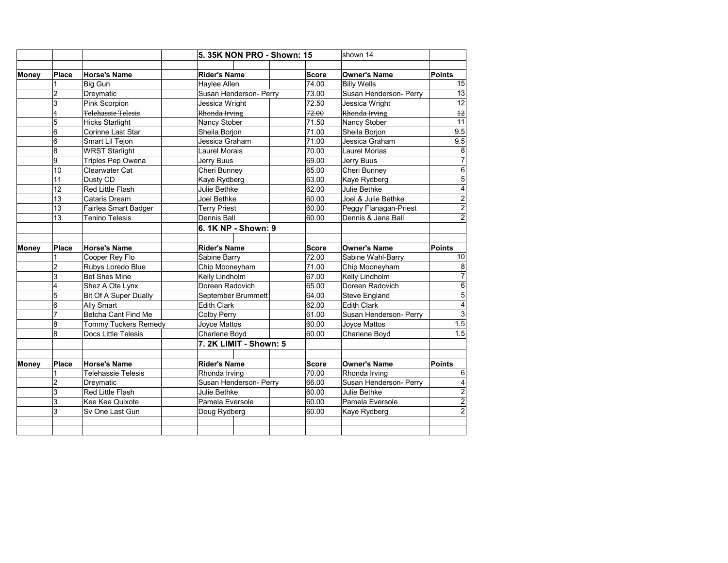## 5. 35K NON PRO - Shown: 15

shown 14

| Money | Place | Horse's Name | Rider's Name | Score | Owner's Name | Points |
|---|---|---|---|---|---|---|
| | 1 | Big Gun | Haylee Allen | 74.00 | Billy Wells | 15 |
| | 2 | Dreymatic | Susan Henderson- Perry | 73.00 | Susan Henderson- Perry | 13 |
| | 3 | Pink Scorpion | Jessica Wright | 72.50 | Jessica Wright | 12 |
| | ~~4~~ | ~~Telehassie Telesis~~ | ~~Rhonda Irving~~ | ~~72.00~~ | ~~Rhonda Irving~~ | ~~12~~ |
| | 5 | Hicks Starlight | Nancy Stober | 71.50 | Nancy Stober | 11 |
| | 6 | Corinne Last Star | Sheila Borjon | 71.00 | Sheila Borjon | 9.5 |
| | 6 | Smart Lil Tejon | Jessica Graham | 71.00 | Jessica Graham | 9.5 |
| | 8 | WRST Starlight | Laurel Morais | 70.00 | Laurel Morias | 8 |
| | 9 | Triples Pep Owena | Jerry Buus | 69.00 | Jerry Buus | 7 |
| | 10 | Clearwater Cat | Cheri Bunney | 65.00 | Cheri Bunney | 6 |
| | 11 | Dusty CD | Kaye Rydberg | 63.00 | Kaye Rydberg | 5 |
| | 12 | Red Little Flash | Julie Bethke | 62.00 | Julie Bethke | 4 |
| | 13 | Cataris Dream | Joel Bethke | 60.00 | Joel & Julie Bethke | 2 |
| | 13 | Fairlea Smart Badger | Terry Priest | 60.00 | Peggy Flanagan-Priest | 2 |
| | 13 | Tenino Telesis | Dennis Ball | 60.00 | Dennis & Jana Ball | 2 |

## 6. 1K NP - Shown: 9

| Money | Place | Horse's Name | Rider's Name | Score | Owner's Name | Points |
|---|---|---|---|---|---|---|
| | 1 | Cooper Rey Flo | Sabine Barry | 72.00 | Sabine Wahl-Barry | 10 |
| | 2 | Rubys Loredo Blue | Chip Mooneyham | 71.00 | Chip Mooneyham | 8 |
| | 3 | Bet Shes Mine | Kelly Lindholm | 67.00 | Kelly Lindholm | 7 |
| | 4 | Shez A Ote Lynx | Doreen Radovich | 65.00 | Doreen Radovich | 6 |
| | 5 | Bit Of A Super Dually | September Brummett | 64.00 | Steve England | 5 |
| | 6 | Ally Smart | Edith Clark | 62.00 | Edith Clark | 4 |
| | 7 | Betcha Cant Find Me | Colby Perry | 61.00 | Susan Henderson- Perry | 3 |
| | 8 | Tommy Tuckers Remedy | Joyce Mattos | 60.00 | Joyce Mattos | 1.5 |
| | 8 | Docs Little Telesis | Charlene Boyd | 60.00 | Charlene Boyd | 1.5 |

## 7. 2K LIMIT - Shown: 5

| Money | Place | Horse's Name | Rider's Name | Score | Owner's Name | Points |
|---|---|---|---|---|---|---|
| | 1 | Telehassie Telesis | Rhonda Irving | 70.00 | Rhonda Irving | 6 |
| | 2 | Dreymatic | Susan Henderson- Perry | 66.00 | Susan Henderson- Perry | 4 |
| | 3 | Red Little Flash | Julie Bethke | 60.00 | Julie Bethke | 2 |
| | 3 | Kee Kee Quixote | Pamela Eversole | 60.00 | Pamela Eversole | 2 |
| | 3 | Sv One Last Gun | Doug Rydberg | 60.00 | Kaye Rydberg | 2 |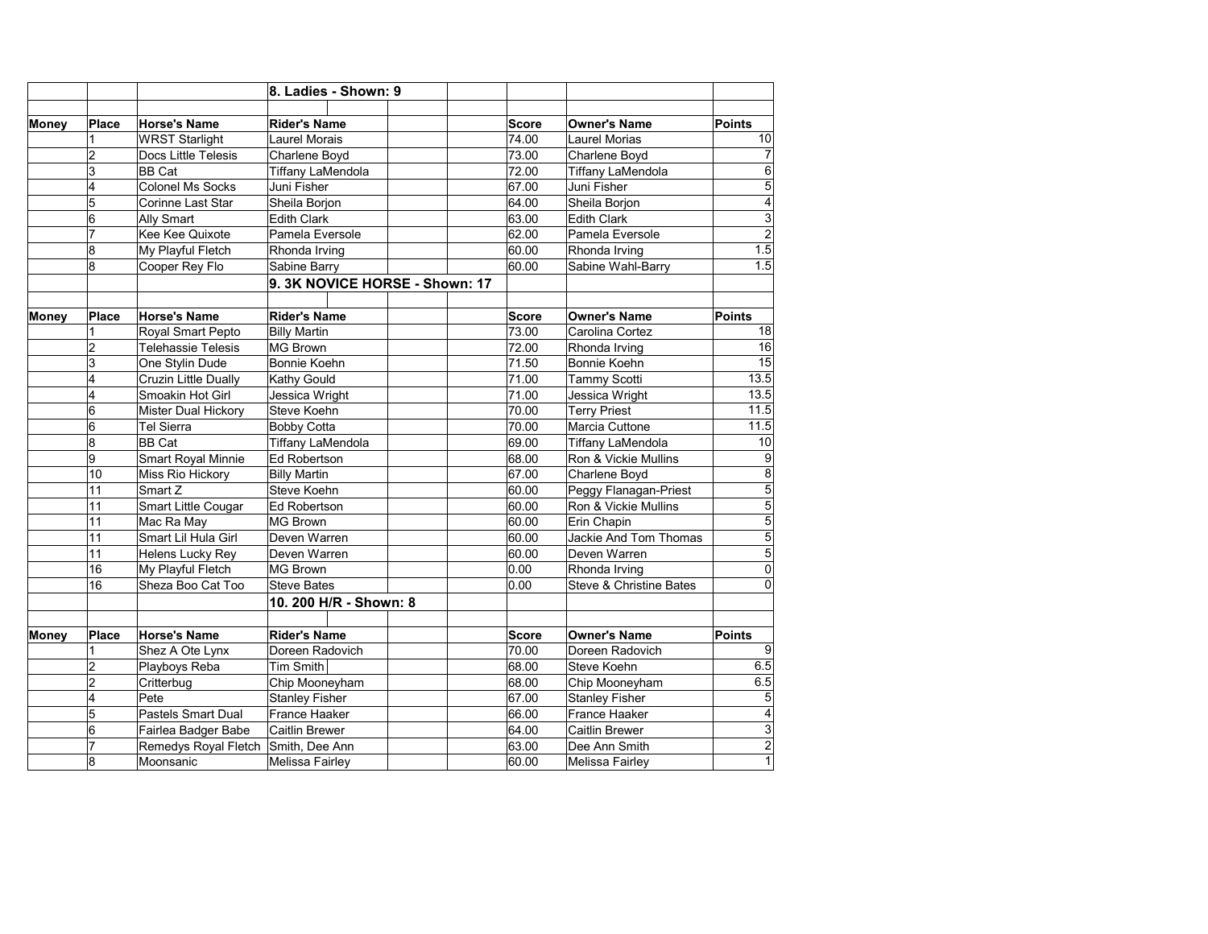## 8. Ladies - Shown: 9

| Money | Place | Horse's Name | Rider's Name | Score | Owner's Name | Points |
|---|---|---|---|---|---|---|
| | 1 | WRST Starlight | Laurel Morais | 74.00 | Laurel Morias | 10 |
| | 2 | Docs Little Telesis | Charlene Boyd | 73.00 | Charlene Boyd | 7 |
| | 3 | BB Cat | Tiffany LaMendola | 72.00 | Tiffany LaMendola | 6 |
| | 4 | Colonel Ms Socks | Juni Fisher | 67.00 | Juni Fisher | 5 |
| | 5 | Corinne Last Star | Sheila Borjon | 64.00 | Sheila Borjon | 4 |
| | 6 | Ally Smart | Edith Clark | 63.00 | Edith Clark | 3 |
| | 7 | Kee Kee Quixote | Pamela Eversole | 62.00 | Pamela Eversole | 2 |
| | 8 | My Playful Fletch | Rhonda Irving | 60.00 | Rhonda Irving | 1.5 |
| | 8 | Cooper Rey Flo | Sabine Barry | 60.00 | Sabine Wahl-Barry | 1.5 |

## 9. 3K NOVICE HORSE - Shown: 17

| Money | Place | Horse's Name | Rider's Name | Score | Owner's Name | Points |
|---|---|---|---|---|---|---|
| | 1 | Royal Smart Pepto | Billy Martin | 73.00 | Carolina Cortez | 18 |
| | 2 | Telehassie Telesis | MG Brown | 72.00 | Rhonda Irving | 16 |
| | 3 | One Stylin Dude | Bonnie Koehn | 71.50 | Bonnie Koehn | 15 |
| | 4 | Cruzin Little Dually | Kathy Gould | 71.00 | Tammy Scotti | 13.5 |
| | 4 | Smoakin Hot Girl | Jessica Wright | 71.00 | Jessica Wright | 13.5 |
| | 6 | Mister Dual Hickory | Steve Koehn | 70.00 | Terry Priest | 11.5 |
| | 6 | Tel Sierra | Bobby Cotta | 70.00 | Marcia Cuttone | 11.5 |
| | 8 | BB Cat | Tiffany LaMendola | 69.00 | Tiffany LaMendola | 10 |
| | 9 | Smart Royal Minnie | Ed Robertson | 68.00 | Ron & Vickie Mullins | 9 |
| | 10 | Miss Rio Hickory | Billy Martin | 67.00 | Charlene Boyd | 8 |
| | 11 | Smart Z | Steve Koehn | 60.00 | Peggy Flanagan-Priest | 5 |
| | 11 | Smart Little Cougar | Ed Robertson | 60.00 | Ron & Vickie Mullins | 5 |
| | 11 | Mac Ra May | MG Brown | 60.00 | Erin Chapin | 5 |
| | 11 | Smart Lil Hula Girl | Deven Warren | 60.00 | Jackie And Tom Thomas | 5 |
| | 11 | Helens Lucky Rey | Deven Warren | 60.00 | Deven Warren | 5 |
| | 16 | My Playful Fletch | MG Brown | 0.00 | Rhonda Irving | 0 |
| | 16 | Sheza Boo Cat Too | Steve Bates | 0.00 | Steve & Christine Bates | 0 |

## 10. 200 H/R - Shown: 8

| Money | Place | Horse's Name | Rider's Name | Score | Owner's Name | Points |
|---|---|---|---|---|---|---|
| | 1 | Shez A Ote Lynx | Doreen Radovich | 70.00 | Doreen Radovich | 9 |
| | 2 | Playboys Reba | Tim Smith | 68.00 | Steve Koehn | 6.5 |
| | 2 | Critterbug | Chip Mooneyham | 68.00 | Chip Mooneyham | 6.5 |
| | 4 | Pete | Stanley Fisher | 67.00 | Stanley Fisher | 5 |
| | 5 | Pastels Smart Dual | France Haaker | 66.00 | France Haaker | 4 |
| | 6 | Fairlea Badger Babe | Caitlin Brewer | 64.00 | Caitlin Brewer | 3 |
| | 7 | Remedys Royal Fletch | Smith, Dee Ann | 63.00 | Dee Ann Smith | 2 |
| | 8 | Moonsanic | Melissa Fairley | 60.00 | Melissa Fairley | 1 |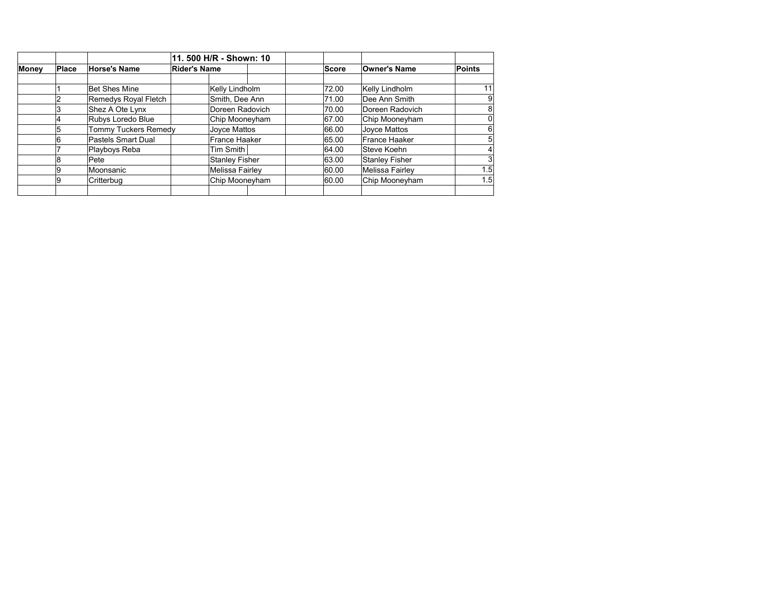| Money | Place | Horse's Name | Rider's Name | Score | Owner's Name | Points |
|---|---|---|---|---|---|---|
| | | | **11. 500 H/R - Shown: 10** | | | |
| | 1 | Bet Shes Mine | Kelly Lindholm | 72.00 | Kelly Lindholm | 11 |
| | 2 | Remedys Royal Fletch | Smith, Dee Ann | 71.00 | Dee Ann Smith | 9 |
| | 3 | Shez A Ote Lynx | Doreen Radovich | 70.00 | Doreen Radovich | 8 |
| | 4 | Rubys Loredo Blue | Chip Mooneyham | 67.00 | Chip Mooneyham | 0 |
| | 5 | Tommy Tuckers Remedy | Joyce Mattos | 66.00 | Joyce Mattos | 6 |
| | 6 | Pastels Smart Dual | France Haaker | 65.00 | France Haaker | 5 |
| | 7 | Playboys Reba | Tim Smith | 64.00 | Steve Koehn | 4 |
| | 8 | Pete | Stanley Fisher | 63.00 | Stanley Fisher | 3 |
| | 9 | Moonsanic | Melissa Fairley | 60.00 | Melissa Fairley | 1.5 |
| | 9 | Critterbug | Chip Mooneyham | 60.00 | Chip Mooneyham | 1.5 |